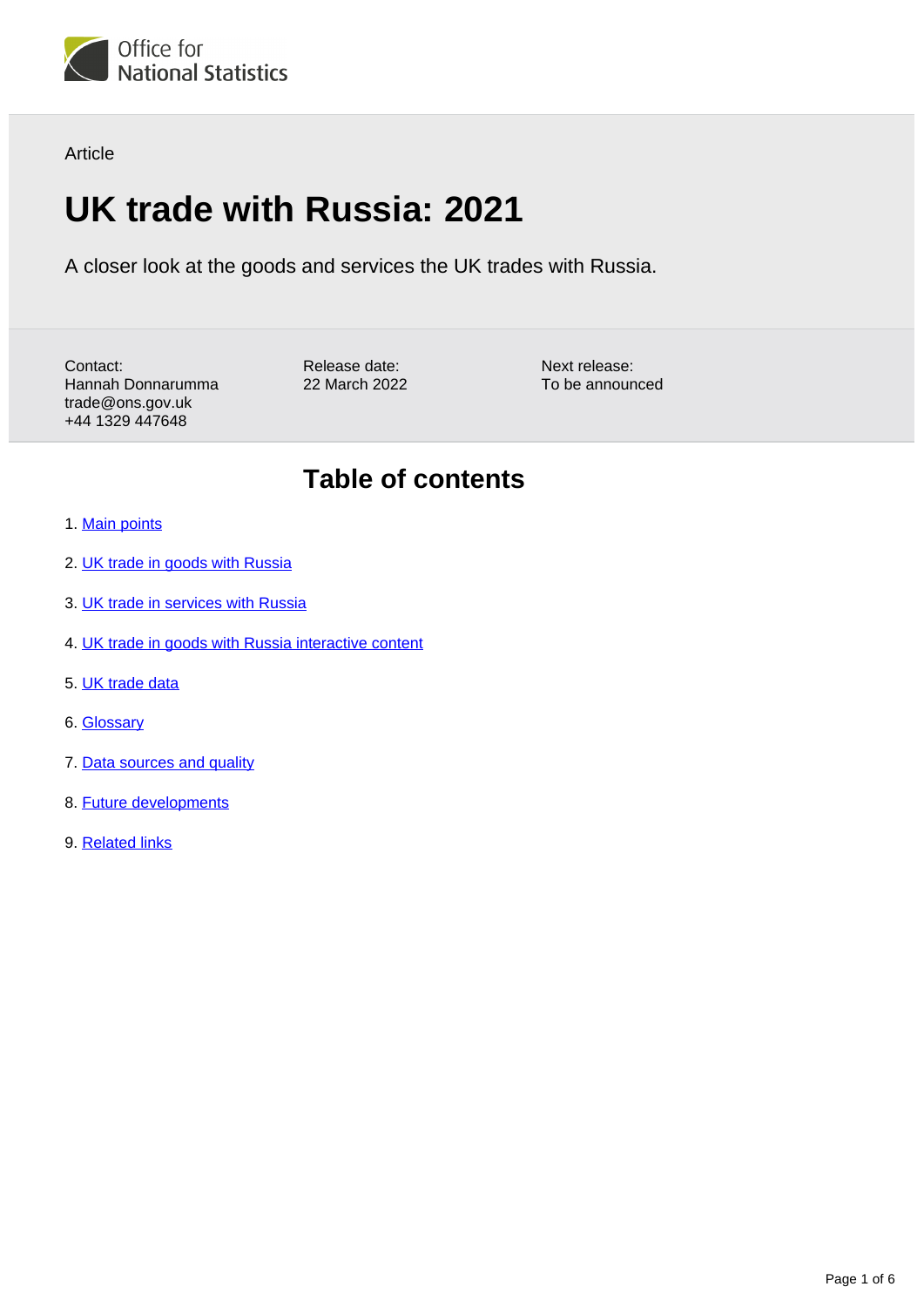Office for National Statistics

Article

# UK trade with Russia: 2021

A closer look at the goods and services the UK trades with Russia.

Contact:
Hannah Donnarumma
trade@ons.gov.uk
+44 1329 447648

Release date:
22 March 2022

Next release:
To be announced

## Table of contents

1. Main points
2. UK trade in goods with Russia
3. UK trade in services with Russia
4. UK trade in goods with Russia interactive content
5. UK trade data
6. Glossary
7. Data sources and quality
8. Future developments
9. Related links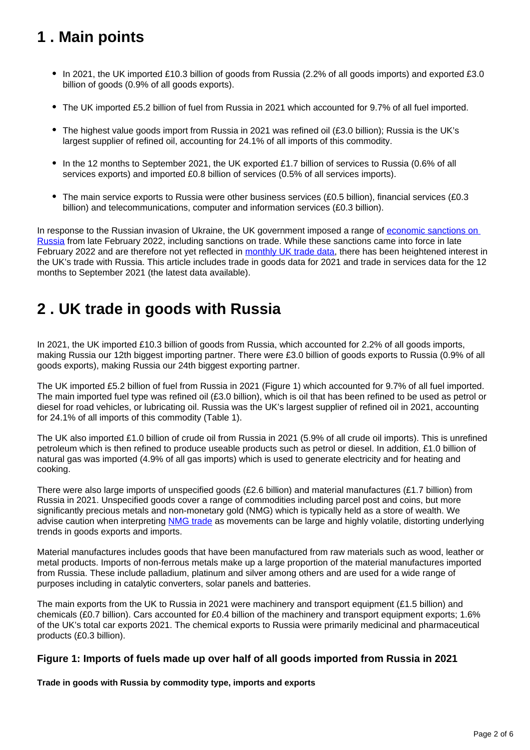## 1 . Main points

- In 2021, the UK imported £10.3 billion of goods from Russia (2.2% of all goods imports) and exported £3.0 billion of goods (0.9% of all goods exports).
- The UK imported £5.2 billion of fuel from Russia in 2021 which accounted for 9.7% of all fuel imported.
- The highest value goods import from Russia in 2021 was refined oil (£3.0 billion); Russia is the UK's largest supplier of refined oil, accounting for 24.1% of all imports of this commodity.
- In the 12 months to September 2021, the UK exported £1.7 billion of services to Russia (0.6% of all services exports) and imported £0.8 billion of services (0.5% of all services imports).
- The main service exports to Russia were other business services (£0.5 billion), financial services (£0.3 billion) and telecommunications, computer and information services (£0.3 billion).

In response to the Russian invasion of Ukraine, the UK government imposed a range of economic sanctions on Russia from late February 2022, including sanctions on trade. While these sanctions came into force in late February 2022 and are therefore not yet reflected in monthly UK trade data, there has been heightened interest in the UK's trade with Russia. This article includes trade in goods data for 2021 and trade in services data for the 12 months to September 2021 (the latest data available).

## 2 . UK trade in goods with Russia

In 2021, the UK imported £10.3 billion of goods from Russia, which accounted for 2.2% of all goods imports, making Russia our 12th biggest importing partner. There were £3.0 billion of goods exports to Russia (0.9% of all goods exports), making Russia our 24th biggest exporting partner.

The UK imported £5.2 billion of fuel from Russia in 2021 (Figure 1) which accounted for 9.7% of all fuel imported. The main imported fuel type was refined oil (£3.0 billion), which is oil that has been refined to be used as petrol or diesel for road vehicles, or lubricating oil. Russia was the UK's largest supplier of refined oil in 2021, accounting for 24.1% of all imports of this commodity (Table 1).

The UK also imported £1.0 billion of crude oil from Russia in 2021 (5.9% of all crude oil imports). This is unrefined petroleum which is then refined to produce useable products such as petrol or diesel. In addition, £1.0 billion of natural gas was imported (4.9% of all gas imports) which is used to generate electricity and for heating and cooking.

There were also large imports of unspecified goods (£2.6 billion) and material manufactures (£1.7 billion) from Russia in 2021. Unspecified goods cover a range of commodities including parcel post and coins, but more significantly precious metals and non-monetary gold (NMG) which is typically held as a store of wealth. We advise caution when interpreting NMG trade as movements can be large and highly volatile, distorting underlying trends in goods exports and imports.

Material manufactures includes goods that have been manufactured from raw materials such as wood, leather or metal products. Imports of non-ferrous metals make up a large proportion of the material manufactures imported from Russia. These include palladium, platinum and silver among others and are used for a wide range of purposes including in catalytic converters, solar panels and batteries.

The main exports from the UK to Russia in 2021 were machinery and transport equipment (£1.5 billion) and chemicals (£0.7 billion). Cars accounted for £0.4 billion of the machinery and transport equipment exports; 1.6% of the UK's total car exports 2021. The chemical exports to Russia were primarily medicinal and pharmaceutical products (£0.3 billion).

### Figure 1: Imports of fuels made up over half of all goods imported from Russia in 2021

**Trade in goods with Russia by commodity type, imports and exports**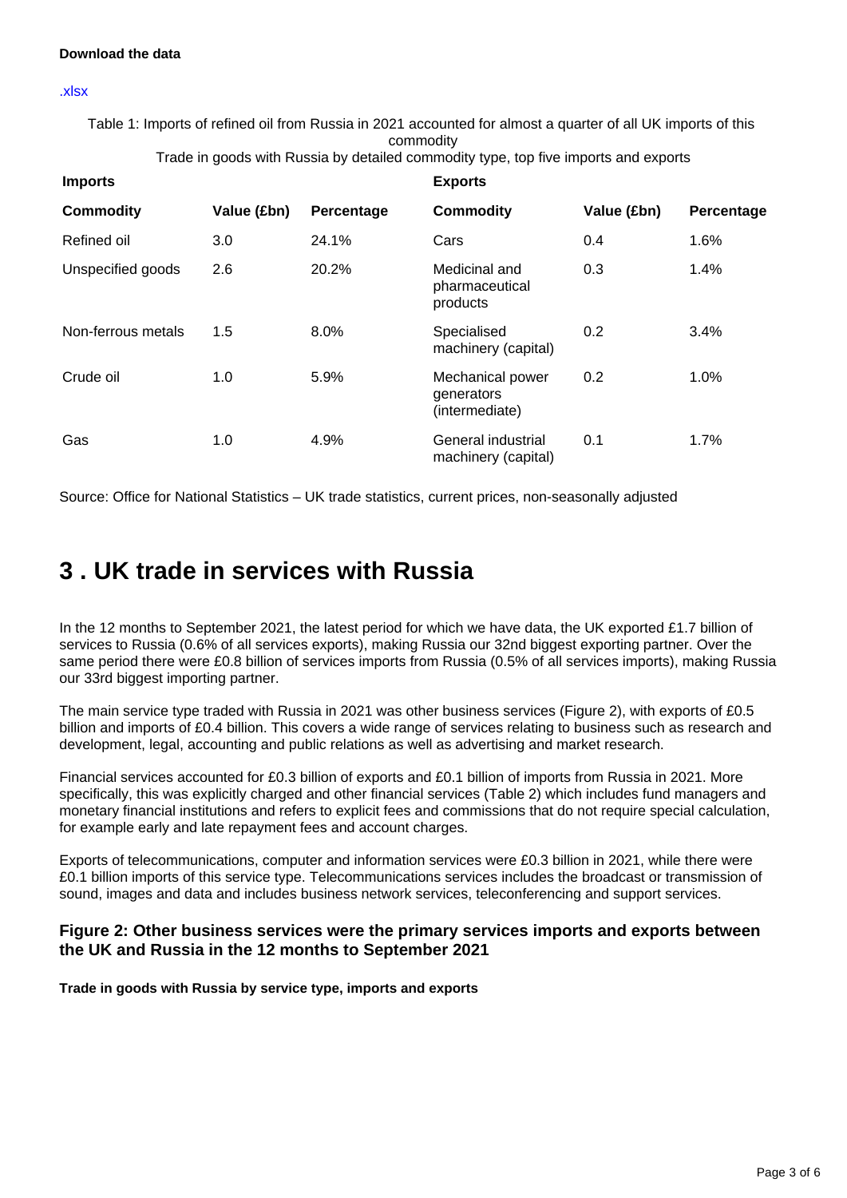**Download the data**

.xlsx

Table 1: Imports of refined oil from Russia in 2021 accounted for almost a quarter of all UK imports of this commodity

Trade in goods with Russia by detailed commodity type, top five imports and exports

| Imports | | | Exports | | |
|---|---|---|---|---|---|
| **Commodity** | **Value (£bn)** | **Percentage** | **Commodity** | **Value (£bn)** | **Percentage** |
| Refined oil | 3.0 | 24.1% | Cars | 0.4 | 1.6% |
| Unspecified goods | 2.6 | 20.2% | Medicinal and pharmaceutical products | 0.3 | 1.4% |
| Non-ferrous metals | 1.5 | 8.0% | Specialised machinery (capital) | 0.2 | 3.4% |
| Crude oil | 1.0 | 5.9% | Mechanical power generators (intermediate) | 0.2 | 1.0% |
| Gas | 1.0 | 4.9% | General industrial machinery (capital) | 0.1 | 1.7% |

Source: Office for National Statistics – UK trade statistics, current prices, non-seasonally adjusted

# 3 . UK trade in services with Russia

In the 12 months to September 2021, the latest period for which we have data, the UK exported £1.7 billion of services to Russia (0.6% of all services exports), making Russia our 32nd biggest exporting partner. Over the same period there were £0.8 billion of services imports from Russia (0.5% of all services imports), making Russia our 33rd biggest importing partner.

The main service type traded with Russia in 2021 was other business services (Figure 2), with exports of £0.5 billion and imports of £0.4 billion. This covers a wide range of services relating to business such as research and development, legal, accounting and public relations as well as advertising and market research.

Financial services accounted for £0.3 billion of exports and £0.1 billion of imports from Russia in 2021. More specifically, this was explicitly charged and other financial services (Table 2) which includes fund managers and monetary financial institutions and refers to explicit fees and commissions that do not require special calculation, for example early and late repayment fees and account charges.

Exports of telecommunications, computer and information services were £0.3 billion in 2021, while there were £0.1 billion imports of this service type. Telecommunications services includes the broadcast or transmission of sound, images and data and includes business network services, teleconferencing and support services.

### Figure 2: Other business services were the primary services imports and exports between the UK and Russia in the 12 months to September 2021

**Trade in goods with Russia by service type, imports and exports**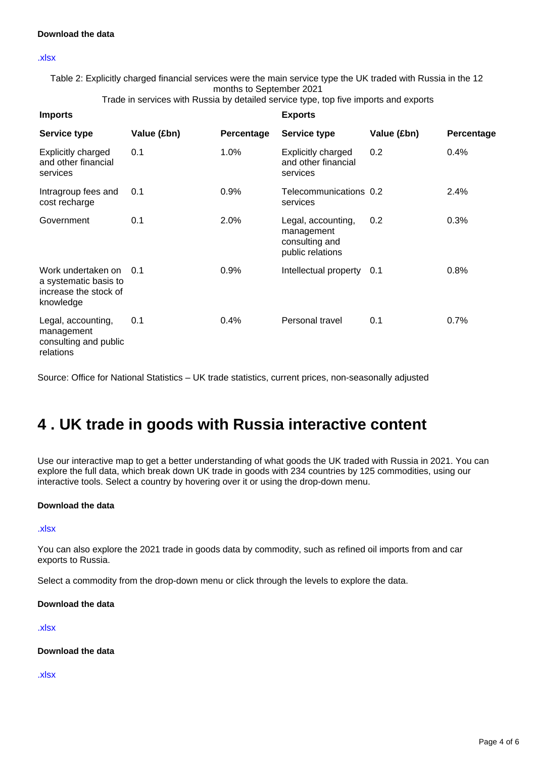**Download the data**

.xlsx

Table 2: Explicitly charged financial services were the main service type the UK traded with Russia in the 12 months to September 2021
Trade in services with Russia by detailed service type, top five imports and exports

| Imports | | | Exports | | |
|---|---|---|---|---|---|
| Service type | Value (£bn) | Percentage | Service type | Value (£bn) | Percentage |
| Explicitly charged and other financial services | 0.1 | 1.0% | Explicitly charged and other financial services | 0.2 | 0.4% |
| Intragroup fees and cost recharge | 0.1 | 0.9% | Telecommunications services | 0.2 | 2.4% |
| Government | 0.1 | 2.0% | Legal, accounting, management consulting and public relations | 0.2 | 0.3% |
| Work undertaken on a systematic basis to increase the stock of knowledge | 0.1 | 0.9% | Intellectual property | 0.1 | 0.8% |
| Legal, accounting, management consulting and public relations | 0.1 | 0.4% | Personal travel | 0.1 | 0.7% |

Source: Office for National Statistics – UK trade statistics, current prices, non-seasonally adjusted

# 4 . UK trade in goods with Russia interactive content

Use our interactive map to get a better understanding of what goods the UK traded with Russia in 2021. You can explore the full data, which break down UK trade in goods with 234 countries by 125 commodities, using our interactive tools. Select a country by hovering over it or using the drop-down menu.

**Download the data**

.xlsx

You can also explore the 2021 trade in goods data by commodity, such as refined oil imports from and car exports to Russia.

Select a commodity from the drop-down menu or click through the levels to explore the data.

**Download the data**

.xlsx

**Download the data**

.xlsx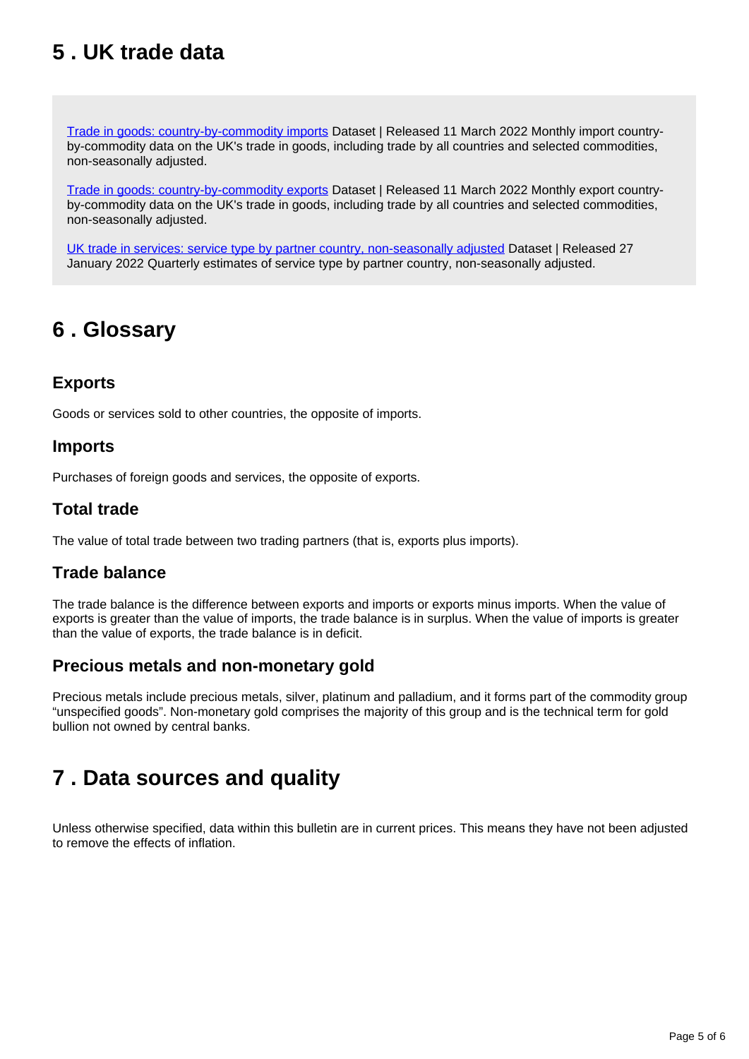## 5 . UK trade data

[Trade in goods: country-by-commodity imports](#) Dataset | Released 11 March 2022 Monthly import country-by-commodity data on the UK's trade in goods, including trade by all countries and selected commodities, non-seasonally adjusted.

[Trade in goods: country-by-commodity exports](#) Dataset | Released 11 March 2022 Monthly export country-by-commodity data on the UK's trade in goods, including trade by all countries and selected commodities, non-seasonally adjusted.

[UK trade in services: service type by partner country, non-seasonally adjusted](#) Dataset | Released 27 January 2022 Quarterly estimates of service type by partner country, non-seasonally adjusted.

## 6 . Glossary

### Exports

Goods or services sold to other countries, the opposite of imports.

### Imports

Purchases of foreign goods and services, the opposite of exports.

### Total trade

The value of total trade between two trading partners (that is, exports plus imports).

### Trade balance

The trade balance is the difference between exports and imports or exports minus imports. When the value of exports is greater than the value of imports, the trade balance is in surplus. When the value of imports is greater than the value of exports, the trade balance is in deficit.

### Precious metals and non-monetary gold

Precious metals include precious metals, silver, platinum and palladium, and it forms part of the commodity group "unspecified goods". Non-monetary gold comprises the majority of this group and is the technical term for gold bullion not owned by central banks.

## 7 . Data sources and quality

Unless otherwise specified, data within this bulletin are in current prices. This means they have not been adjusted to remove the effects of inflation.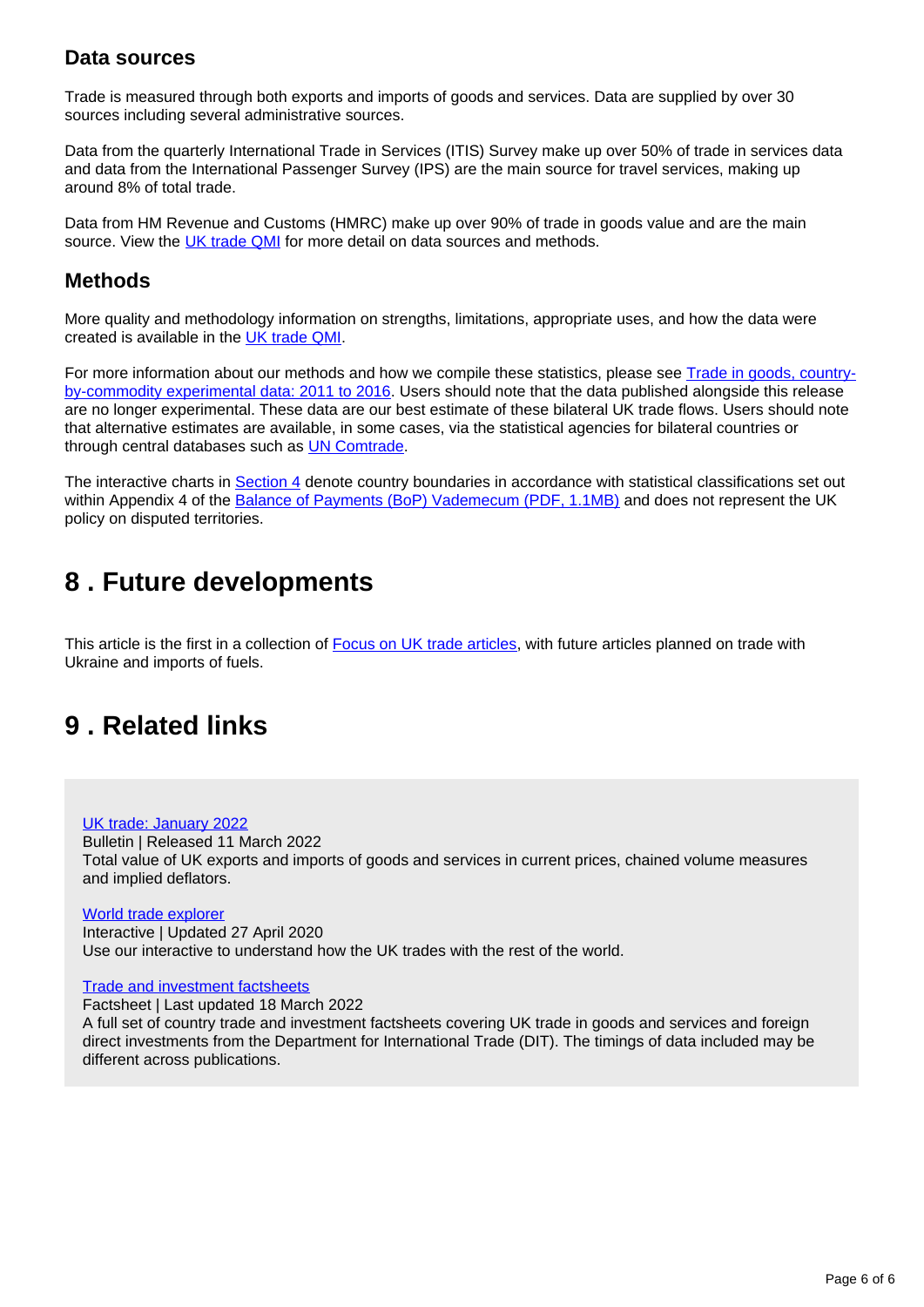### Data sources

Trade is measured through both exports and imports of goods and services. Data are supplied by over 30 sources including several administrative sources.

Data from the quarterly International Trade in Services (ITIS) Survey make up over 50% of trade in services data and data from the International Passenger Survey (IPS) are the main source for travel services, making up around 8% of total trade.

Data from HM Revenue and Customs (HMRC) make up over 90% of trade in goods value and are the main source. View the [UK trade QMI]() for more detail on data sources and methods.

### Methods

More quality and methodology information on strengths, limitations, appropriate uses, and how the data were created is available in the [UK trade QMI]().

For more information about our methods and how we compile these statistics, please see [Trade in goods, country-by-commodity experimental data: 2011 to 2016](). Users should note that the data published alongside this release are no longer experimental. These data are our best estimate of these bilateral UK trade flows. Users should note that alternative estimates are available, in some cases, via the statistical agencies for bilateral countries or through central databases such as [UN Comtrade]().

The interactive charts in [Section 4]() denote country boundaries in accordance with statistical classifications set out within Appendix 4 of the [Balance of Payments (BoP) Vademecum (PDF, 1.1MB)]() and does not represent the UK policy on disputed territories.

## 8 . Future developments

This article is the first in a collection of [Focus on UK trade articles](), with future articles planned on trade with Ukraine and imports of fuels.

## 9 . Related links

[UK trade: January 2022]()
Bulletin | Released 11 March 2022
Total value of UK exports and imports of goods and services in current prices, chained volume measures and implied deflators.

[World trade explorer]()
Interactive | Updated 27 April 2020
Use our interactive to understand how the UK trades with the rest of the world.

[Trade and investment factsheets]()
Factsheet | Last updated 18 March 2022
A full set of country trade and investment factsheets covering UK trade in goods and services and foreign direct investments from the Department for International Trade (DIT). The timings of data included may be different across publications.